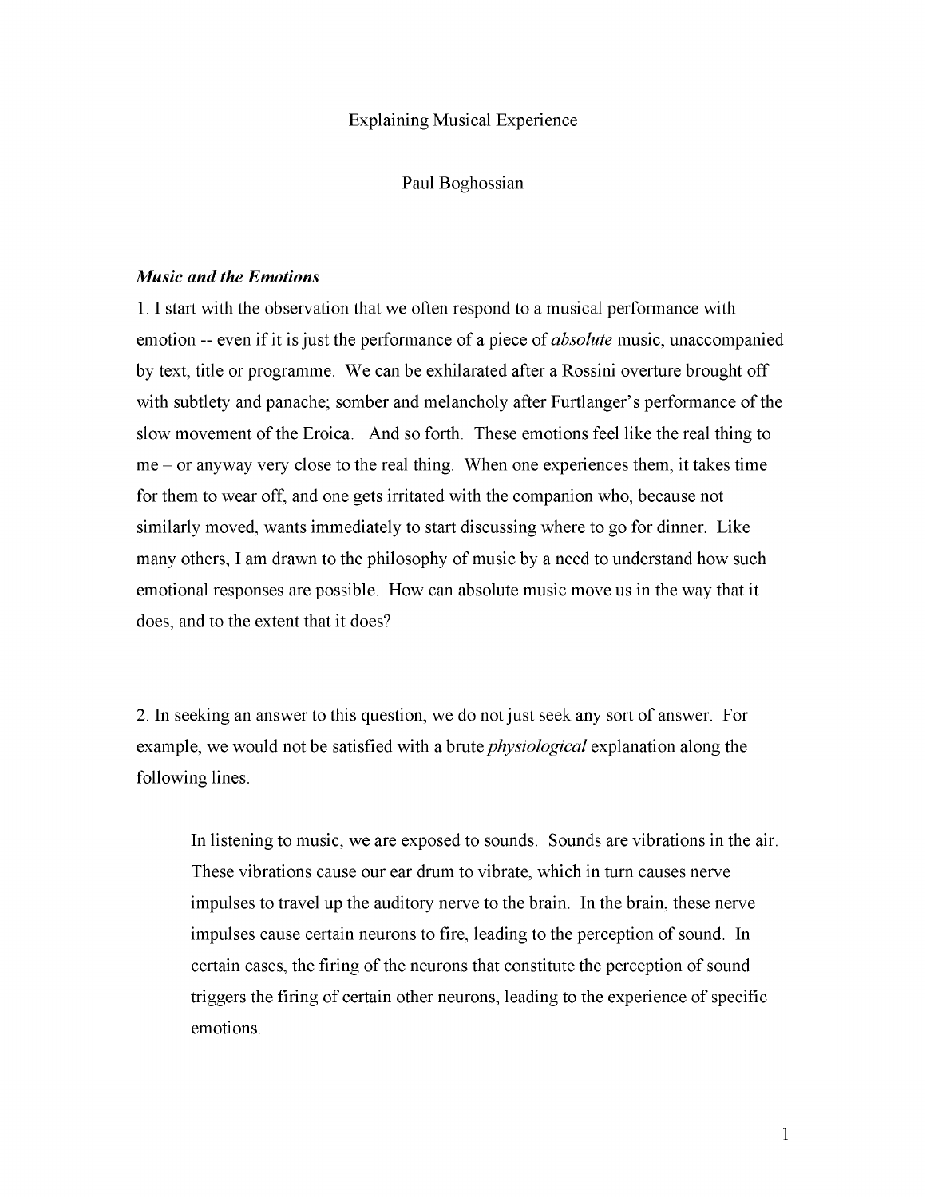# Explaining Musical Experience

Paul Boghossian

### *Music and the Emotions*

1. I start with the observation that we often respond to a musical performance with emotion -- even if it is just the performance of a piece of *absolute* music, unaccompanied by text, title or programme. We can be exhilarated after a Rossini overture brought off with subtlety and panache; somber and melancholy after Furtlanger's performance of the slow movement of the Eroica. And so forth. These emotions feel like the real thing to me – or anyway very close to the real thing. When one experiences them, it takes time for them to wear off, and one gets irritated with the companion who, because not similarly moved, wants immediately to start discussing where to go for dinner. Like many others, I am drawn to the philosophy of music by a need to understand how such emotional responses are possible. How can absolute music move us in the way that it does, and to the extent that it does?

2. In seeking an answer to this question, we do not just seek any sort of answer. For example, we would not be satisfied with a brute *physiological* explanation along the following lines.

> In listening to music, we are exposed to sounds. Sounds are vibrations in the air. These vibrations cause our ear drum to vibrate, which in turn causes nerve impulses to travel up the auditory nerve to the brain. In the brain, these nerve impulses cause certain neurons to fire, leading to the perception of sound. In certain cases, the firing of the neurons that constitute the perception of sound triggers the firing of certain other neurons, leading to the experience of specific emotions.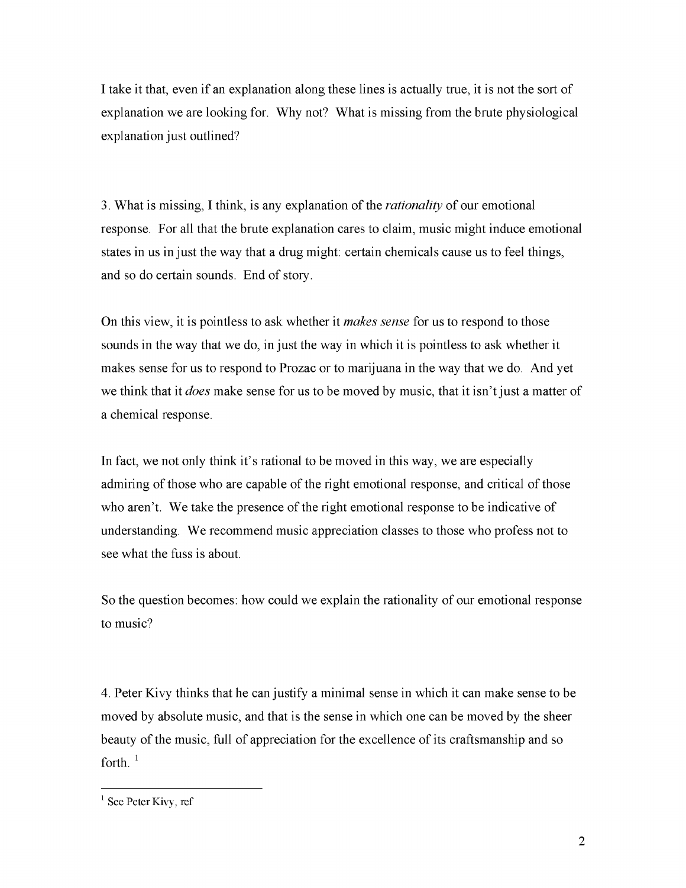I take it that, even if an explanation along these lines is actually true, it is not the sort of explanation we are looking for. Why not? What is missing from the brute physiological explanation just outlined?

3. What is missing, I think, is any explanation of the *rationality* of our emotional response. For all that the brute explanation cares to claim, music might induce emotional states in us in just the way that a drug might: certain chemicals cause us to feel things, and so do certain sounds. End of story.

On this view, it is pointless to ask whether it *makes sense* for us to respond to those sounds in the way that we do, in just the way in which it is pointless to ask whether it makes sense for us to respond to Prozac or to marijuana in the way that we do. And yet we think that it *does* make sense for us to be moved by music, that it isn't just a matter of a chemical response.

In fact, we not only think it's rational to be moved in this way, we are especially admiring of those who are capable of the right emotional response, and critical of those who aren't. We take the presence of the right emotional response to be indicative of understanding. We recommend music appreciation classes to those who profess not to see what the fuss is about.

So the question becomes: how could we explain the rationality of our emotional response to music?

4. Peter Kivy thinks that he can justify a minimal sense in which it can make sense to be moved by absolute music, and that is the sense in which one can be moved by the sheer beauty of the music, full of appreciation for the excellence of its craftsmanship and so forth. [1]

[1] See Peter Kivy, ref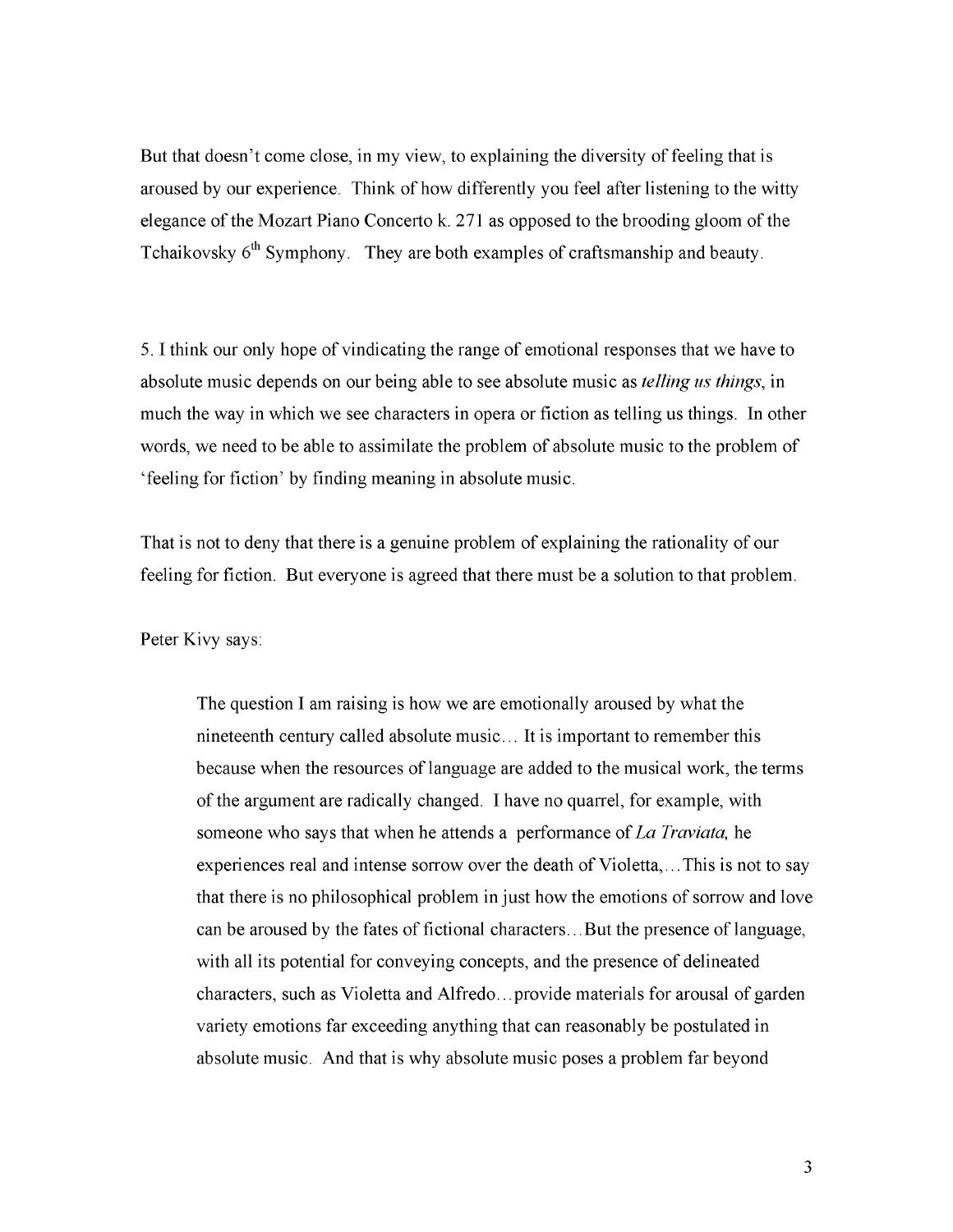But that doesn't come close, in my view, to explaining the diversity of feeling that is aroused by our experience. Think of how differently you feel after listening to the witty elegance of the Mozart Piano Concerto k. 271 as opposed to the brooding gloom of the Tchaikovsky 6th Symphony. They are both examples of craftsmanship and beauty.

5. I think our only hope of vindicating the range of emotional responses that we have to absolute music depends on our being able to see absolute music as *telling us things*, in much the way in which we see characters in opera or fiction as telling us things. In other words, we need to be able to assimilate the problem of absolute music to the problem of 'feeling for fiction' by finding meaning in absolute music.

That is not to deny that there is a genuine problem of explaining the rationality of our feeling for fiction. But everyone is agreed that there must be a solution to that problem.

Peter Kivy says:

> The question I am raising is how we are emotionally aroused by what the nineteenth century called absolute music… It is important to remember this because when the resources of language are added to the musical work, the terms of the argument are radically changed. I have no quarrel, for example, with someone who says that when he attends a performance of *La Traviata,* he experiences real and intense sorrow over the death of Violetta,…This is not to say that there is no philosophical problem in just how the emotions of sorrow and love can be aroused by the fates of fictional characters…But the presence of language, with all its potential for conveying concepts, and the presence of delineated characters, such as Violetta and Alfredo…provide materials for arousal of garden variety emotions far exceeding anything that can reasonably be postulated in absolute music. And that is why absolute music poses a problem far beyond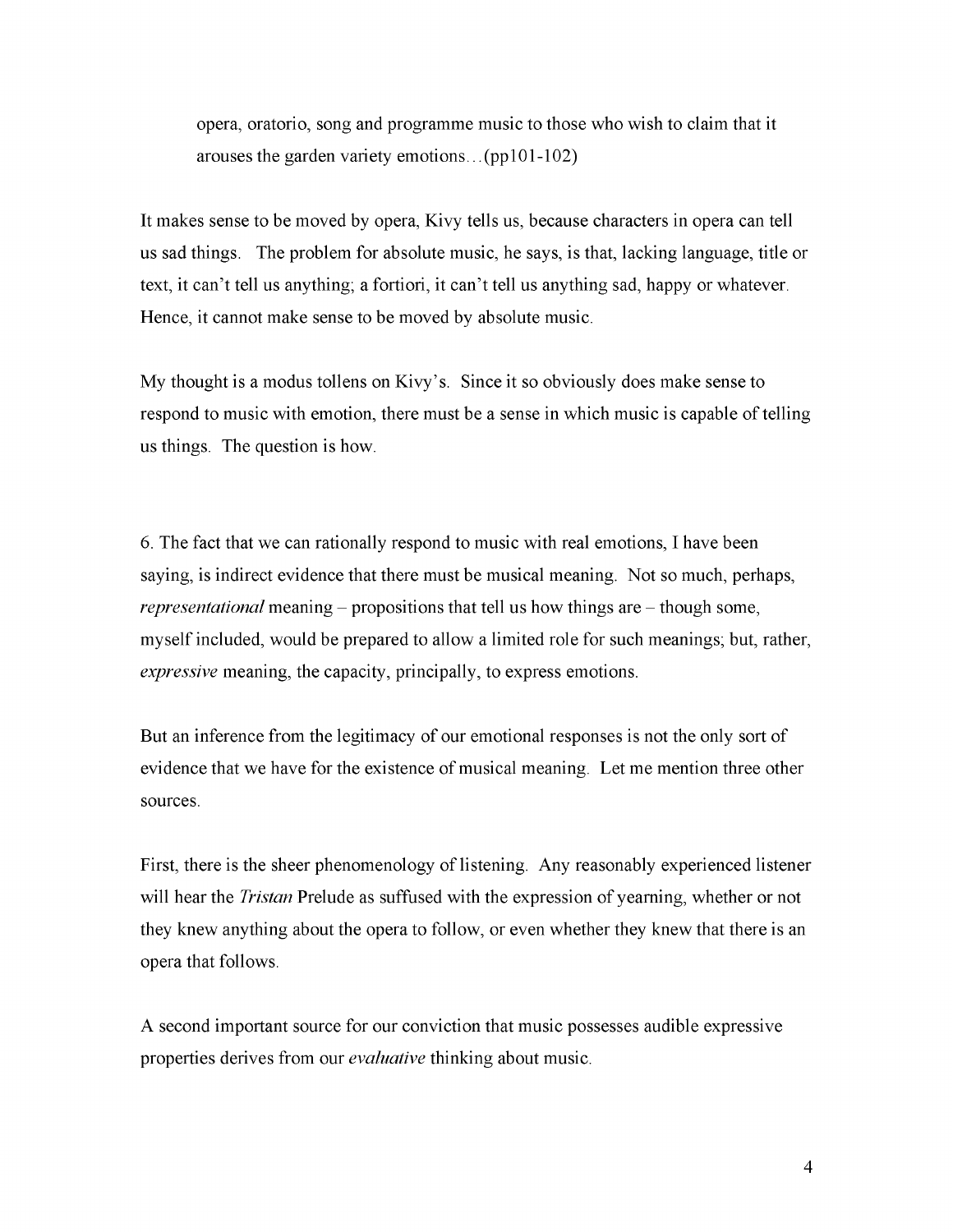> opera, oratorio, song and programme music to those who wish to claim that it arouses the garden variety emotions…(pp101-102)

It makes sense to be moved by opera, Kivy tells us, because characters in opera can tell us sad things. The problem for absolute music, he says, is that, lacking language, title or text, it can't tell us anything; a fortiori, it can't tell us anything sad, happy or whatever. Hence, it cannot make sense to be moved by absolute music.

My thought is a modus tollens on Kivy's. Since it so obviously does make sense to respond to music with emotion, there must be a sense in which music is capable of telling us things. The question is how.

6. The fact that we can rationally respond to music with real emotions, I have been saying, is indirect evidence that there must be musical meaning. Not so much, perhaps, *representational* meaning – propositions that tell us how things are – though some, myself included, would be prepared to allow a limited role for such meanings; but, rather, *expressive* meaning, the capacity, principally, to express emotions.

But an inference from the legitimacy of our emotional responses is not the only sort of evidence that we have for the existence of musical meaning. Let me mention three other sources.

First, there is the sheer phenomenology of listening. Any reasonably experienced listener will hear the *Tristan* Prelude as suffused with the expression of yearning, whether or not they knew anything about the opera to follow, or even whether they knew that there is an opera that follows.

A second important source for our conviction that music possesses audible expressive properties derives from our *evaluative* thinking about music.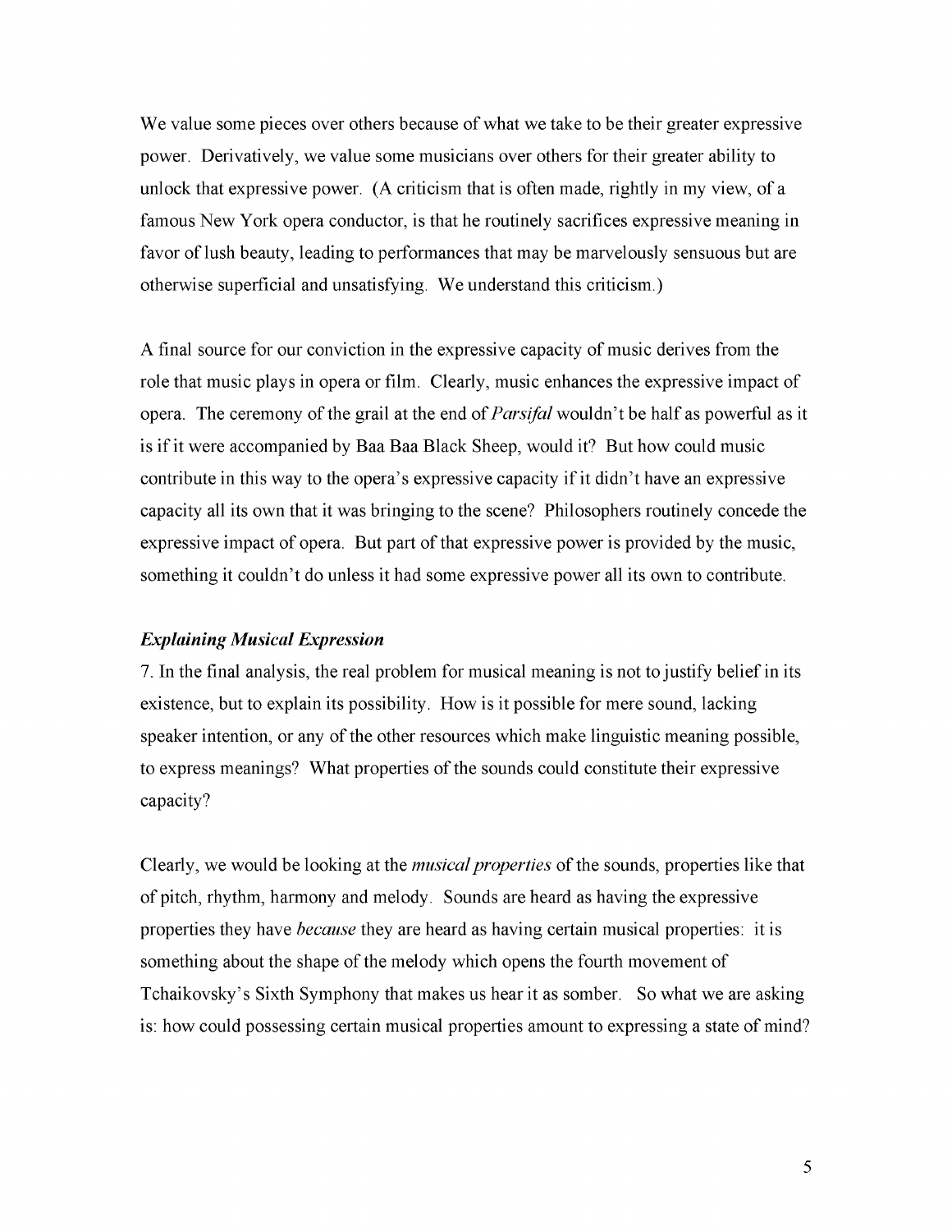We value some pieces over others because of what we take to be their greater expressive power. Derivatively, we value some musicians over others for their greater ability to unlock that expressive power. (A criticism that is often made, rightly in my view, of a famous New York opera conductor, is that he routinely sacrifices expressive meaning in favor of lush beauty, leading to performances that may be marvelously sensuous but are otherwise superficial and unsatisfying. We understand this criticism.)

A final source for our conviction in the expressive capacity of music derives from the role that music plays in opera or film. Clearly, music enhances the expressive impact of opera. The ceremony of the grail at the end of *Parsifal* wouldn't be half as powerful as it is if it were accompanied by Baa Baa Black Sheep, would it? But how could music contribute in this way to the opera's expressive capacity if it didn't have an expressive capacity all its own that it was bringing to the scene? Philosophers routinely concede the expressive impact of opera. But part of that expressive power is provided by the music, something it couldn't do unless it had some expressive power all its own to contribute.

### *Explaining Musical Expression*

7. In the final analysis, the real problem for musical meaning is not to justify belief in its existence, but to explain its possibility. How is it possible for mere sound, lacking speaker intention, or any of the other resources which make linguistic meaning possible, to express meanings? What properties of the sounds could constitute their expressive capacity?

Clearly, we would be looking at the *musical properties* of the sounds, properties like that of pitch, rhythm, harmony and melody. Sounds are heard as having the expressive properties they have *because* they are heard as having certain musical properties: it is something about the shape of the melody which opens the fourth movement of Tchaikovsky's Sixth Symphony that makes us hear it as somber. So what we are asking is: how could possessing certain musical properties amount to expressing a state of mind?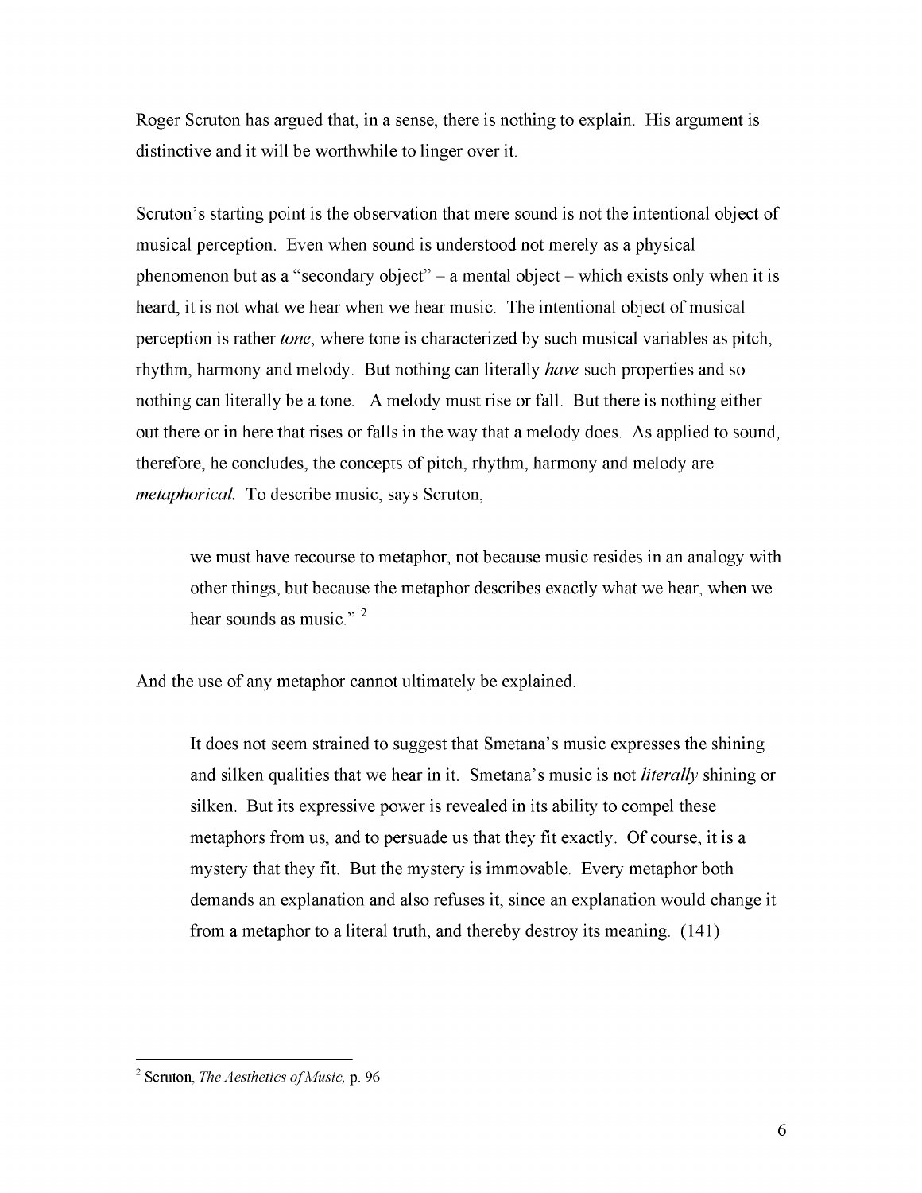Roger Scruton has argued that, in a sense, there is nothing to explain. His argument is distinctive and it will be worthwhile to linger over it.

Scruton's starting point is the observation that mere sound is not the intentional object of musical perception. Even when sound is understood not merely as a physical phenomenon but as a "secondary object" – a mental object – which exists only when it is heard, it is not what we hear when we hear music. The intentional object of musical perception is rather *tone*, where tone is characterized by such musical variables as pitch, rhythm, harmony and melody. But nothing can literally *have* such properties and so nothing can literally be a tone. A melody must rise or fall. But there is nothing either out there or in here that rises or falls in the way that a melody does. As applied to sound, therefore, he concludes, the concepts of pitch, rhythm, harmony and melody are *metaphorical.* To describe music, says Scruton,

> we must have recourse to metaphor, not because music resides in an analogy with other things, but because the metaphor describes exactly what we hear, when we hear sounds as music."[2]

And the use of any metaphor cannot ultimately be explained.

> It does not seem strained to suggest that Smetana's music expresses the shining and silken qualities that we hear in it. Smetana's music is not *literally* shining or silken. But its expressive power is revealed in its ability to compel these metaphors from us, and to persuade us that they fit exactly. Of course, it is a mystery that they fit. But the mystery is immovable. Every metaphor both demands an explanation and also refuses it, since an explanation would change it from a metaphor to a literal truth, and thereby destroy its meaning. (141)

---

[2] Scruton, *The Aesthetics of Music,* p. 96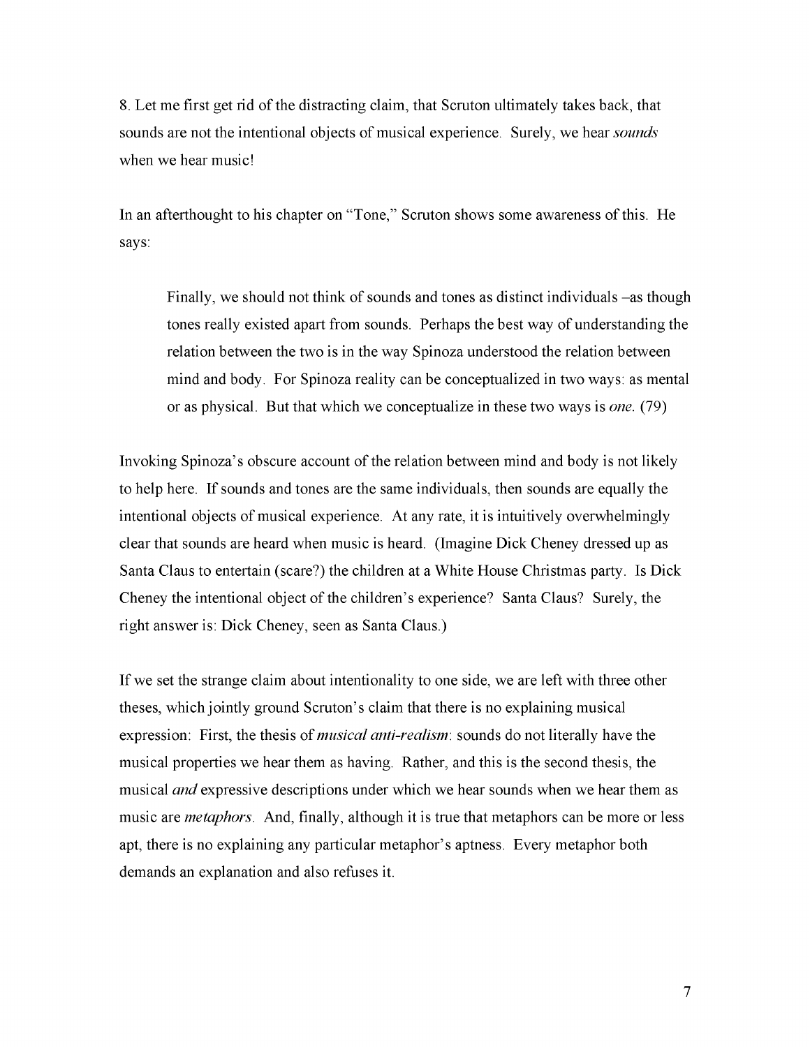8. Let me first get rid of the distracting claim, that Scruton ultimately takes back, that sounds are not the intentional objects of musical experience. Surely, we hear *sounds* when we hear music!

In an afterthought to his chapter on "Tone," Scruton shows some awareness of this. He says:

> Finally, we should not think of sounds and tones as distinct individuals –as though tones really existed apart from sounds. Perhaps the best way of understanding the relation between the two is in the way Spinoza understood the relation between mind and body. For Spinoza reality can be conceptualized in two ways: as mental or as physical. But that which we conceptualize in these two ways is *one*. (79)

Invoking Spinoza's obscure account of the relation between mind and body is not likely to help here. If sounds and tones are the same individuals, then sounds are equally the intentional objects of musical experience. At any rate, it is intuitively overwhelmingly clear that sounds are heard when music is heard. (Imagine Dick Cheney dressed up as Santa Claus to entertain (scare?) the children at a White House Christmas party. Is Dick Cheney the intentional object of the children's experience? Santa Claus? Surely, the right answer is: Dick Cheney, seen as Santa Claus.)

If we set the strange claim about intentionality to one side, we are left with three other theses, which jointly ground Scruton's claim that there is no explaining musical expression: First, the thesis of *musical anti-realism*: sounds do not literally have the musical properties we hear them as having. Rather, and this is the second thesis, the musical *and* expressive descriptions under which we hear sounds when we hear them as music are *metaphors*. And, finally, although it is true that metaphors can be more or less apt, there is no explaining any particular metaphor's aptness. Every metaphor both demands an explanation and also refuses it.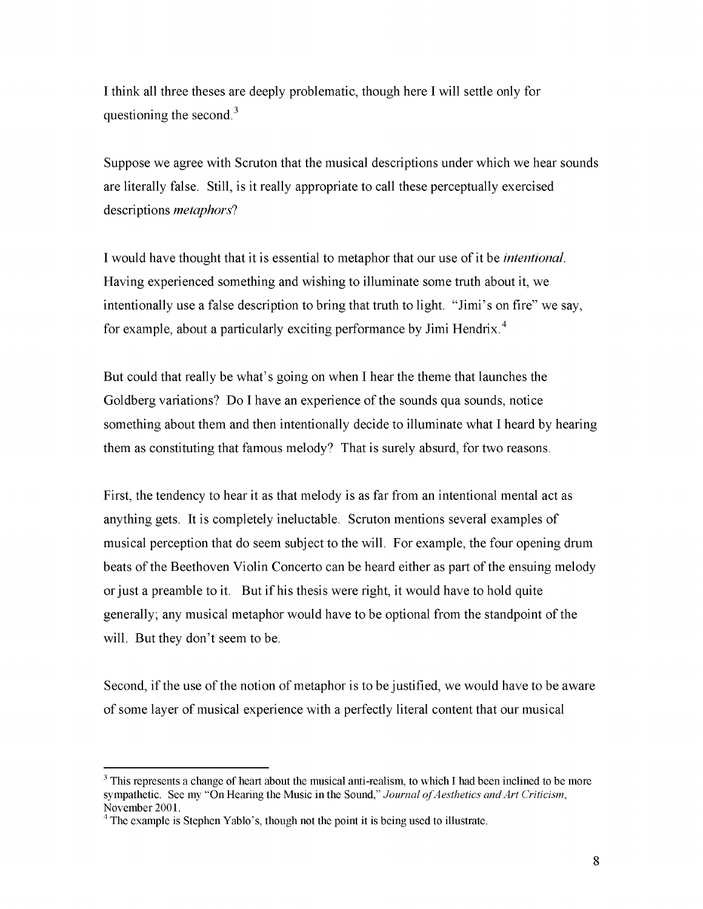I think all three theses are deeply problematic, though here I will settle only for questioning the second.[3]

Suppose we agree with Scruton that the musical descriptions under which we hear sounds are literally false. Still, is it really appropriate to call these perceptually exercised descriptions *metaphors*?

I would have thought that it is essential to metaphor that our use of it be *intentional*. Having experienced something and wishing to illuminate some truth about it, we intentionally use a false description to bring that truth to light. "Jimi's on fire" we say, for example, about a particularly exciting performance by Jimi Hendrix.[4]

But could that really be what's going on when I hear the theme that launches the Goldberg variations? Do I have an experience of the sounds qua sounds, notice something about them and then intentionally decide to illuminate what I heard by hearing them as constituting that famous melody? That is surely absurd, for two reasons.

First, the tendency to hear it as that melody is as far from an intentional mental act as anything gets. It is completely ineluctable. Scruton mentions several examples of musical perception that do seem subject to the will. For example, the four opening drum beats of the Beethoven Violin Concerto can be heard either as part of the ensuing melody or just a preamble to it. But if his thesis were right, it would have to hold quite generally; any musical metaphor would have to be optional from the standpoint of the will. But they don't seem to be.

Second, if the use of the notion of metaphor is to be justified, we would have to be aware of some layer of musical experience with a perfectly literal content that our musical

---

[3] This represents a change of heart about the musical anti-realism, to which I had been inclined to be more sympathetic. See my "On Hearing the Music in the Sound," *Journal of Aesthetics and Art Criticism*, November 2001.

[4] The example is Stephen Yablo's, though not the point it is being used to illustrate.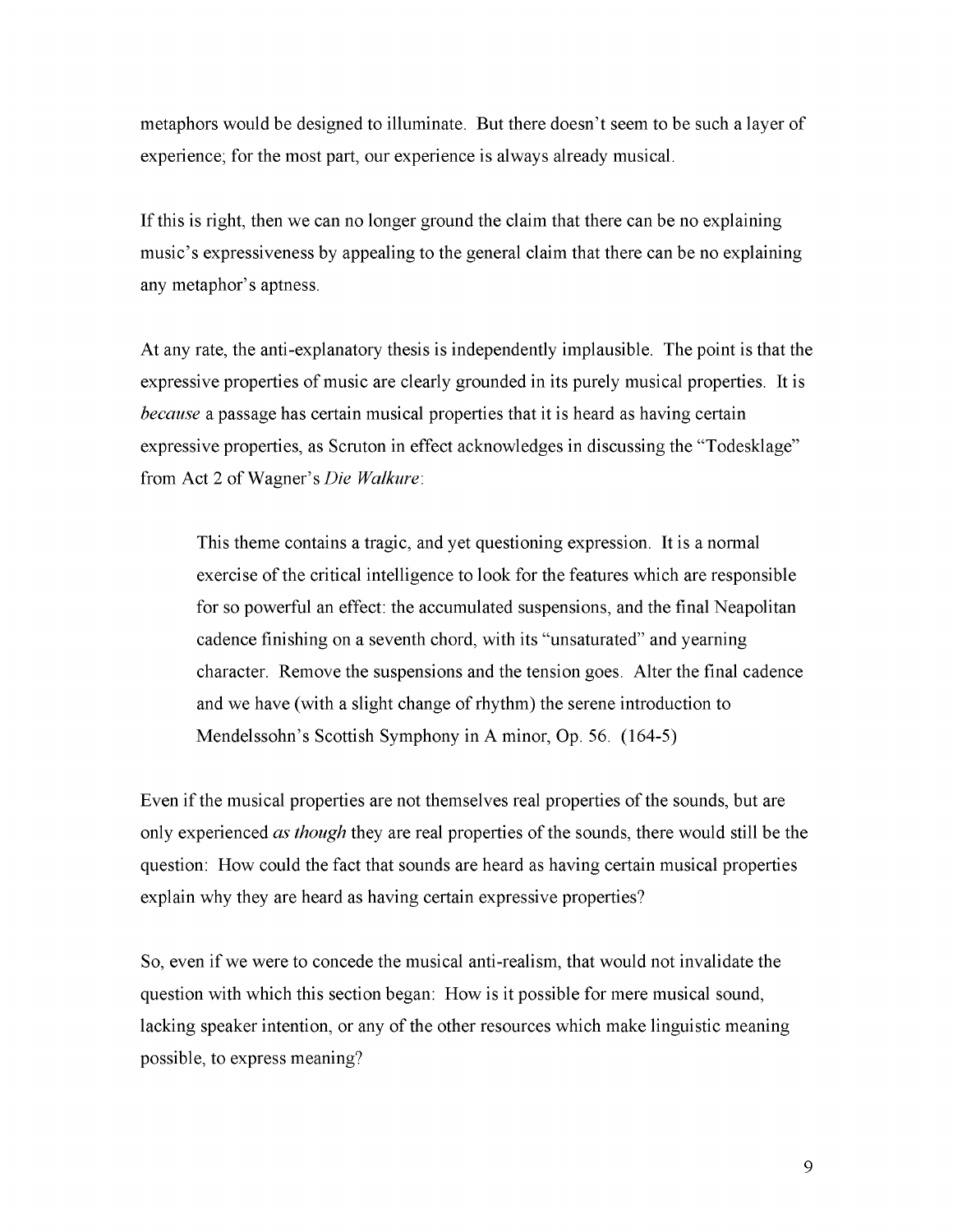metaphors would be designed to illuminate. But there doesn't seem to be such a layer of experience; for the most part, our experience is always already musical.

If this is right, then we can no longer ground the claim that there can be no explaining music's expressiveness by appealing to the general claim that there can be no explaining any metaphor's aptness.

At any rate, the anti-explanatory thesis is independently implausible. The point is that the expressive properties of music are clearly grounded in its purely musical properties. It is *because* a passage has certain musical properties that it is heard as having certain expressive properties, as Scruton in effect acknowledges in discussing the "Todesklage" from Act 2 of Wagner's *Die Walkure*:

> This theme contains a tragic, and yet questioning expression. It is a normal exercise of the critical intelligence to look for the features which are responsible for so powerful an effect: the accumulated suspensions, and the final Neapolitan cadence finishing on a seventh chord, with its "unsaturated" and yearning character. Remove the suspensions and the tension goes. Alter the final cadence and we have (with a slight change of rhythm) the serene introduction to Mendelssohn's Scottish Symphony in A minor, Op. 56. (164-5)

Even if the musical properties are not themselves real properties of the sounds, but are only experienced *as though* they are real properties of the sounds, there would still be the question: How could the fact that sounds are heard as having certain musical properties explain why they are heard as having certain expressive properties?

So, even if we were to concede the musical anti-realism, that would not invalidate the question with which this section began: How is it possible for mere musical sound, lacking speaker intention, or any of the other resources which make linguistic meaning possible, to express meaning?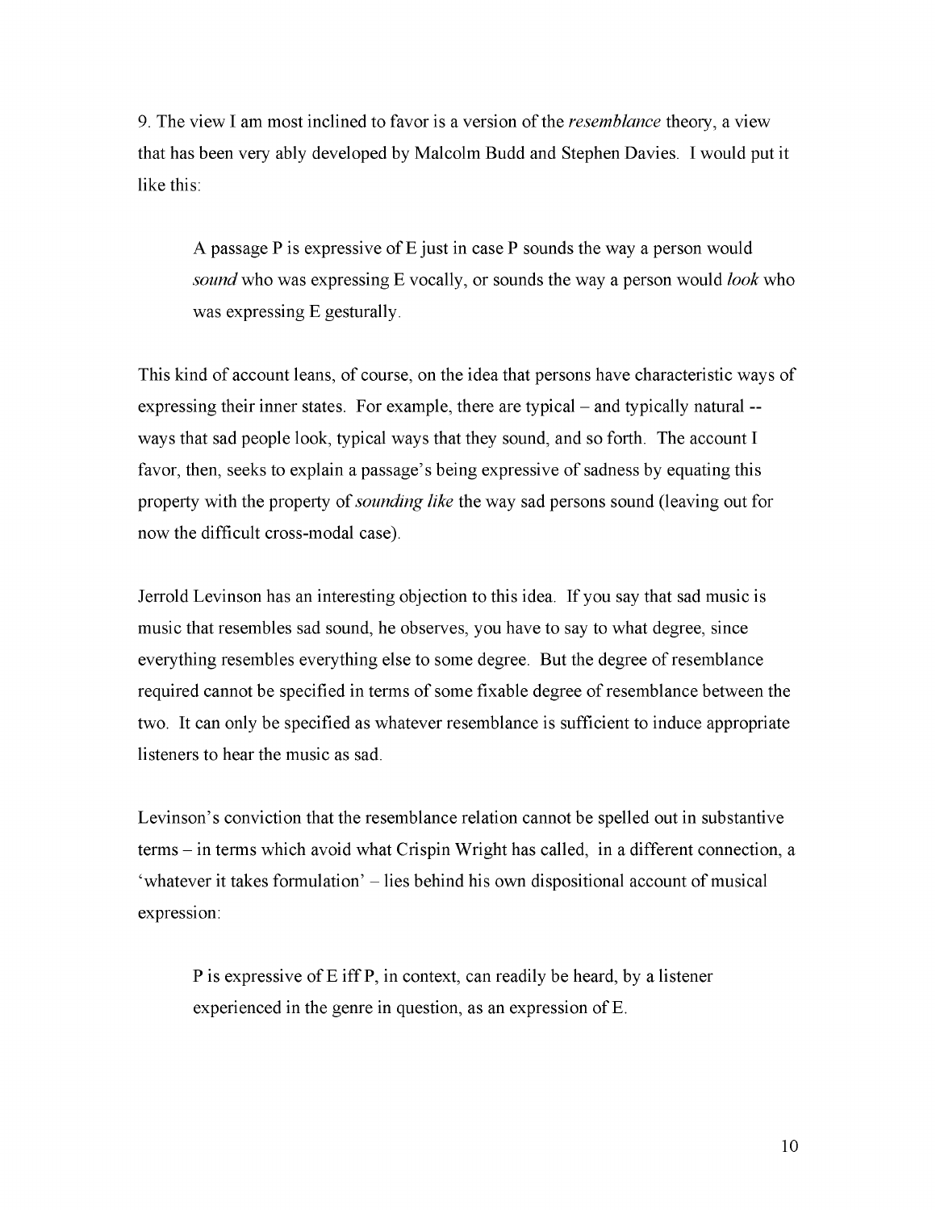9. The view I am most inclined to favor is a version of the *resemblance* theory, a view that has been very ably developed by Malcolm Budd and Stephen Davies. I would put it like this:

> A passage P is expressive of E just in case P sounds the way a person would *sound* who was expressing E vocally, or sounds the way a person would *look* who was expressing E gesturally.

This kind of account leans, of course, on the idea that persons have characteristic ways of expressing their inner states. For example, there are typical – and typically natural -- ways that sad people look, typical ways that they sound, and so forth. The account I favor, then, seeks to explain a passage's being expressive of sadness by equating this property with the property of *sounding like* the way sad persons sound (leaving out for now the difficult cross-modal case).

Jerrold Levinson has an interesting objection to this idea. If you say that sad music is music that resembles sad sound, he observes, you have to say to what degree, since everything resembles everything else to some degree. But the degree of resemblance required cannot be specified in terms of some fixable degree of resemblance between the two. It can only be specified as whatever resemblance is sufficient to induce appropriate listeners to hear the music as sad.

Levinson's conviction that the resemblance relation cannot be spelled out in substantive terms – in terms which avoid what Crispin Wright has called, in a different connection, a 'whatever it takes formulation' – lies behind his own dispositional account of musical expression:

> P is expressive of E iff P, in context, can readily be heard, by a listener experienced in the genre in question, as an expression of E.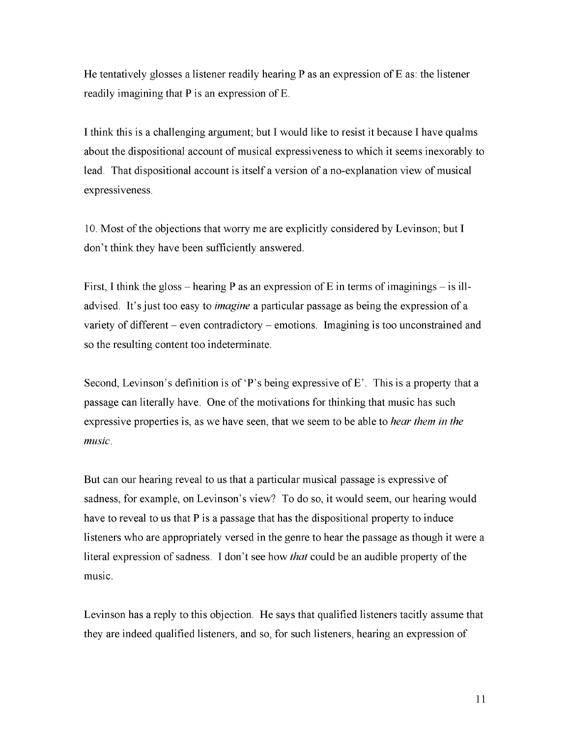He tentatively glosses a listener readily hearing P as an expression of E as: the listener readily imagining that P is an expression of E.

I think this is a challenging argument; but I would like to resist it because I have qualms about the dispositional account of musical expressiveness to which it seems inexorably to lead. That dispositional account is itself a version of a no-explanation view of musical expressiveness.

10. Most of the objections that worry me are explicitly considered by Levinson; but I don't think they have been sufficiently answered.

First, I think the gloss – hearing P as an expression of E in terms of imaginings – is ill-advised. It's just too easy to *imagine* a particular passage as being the expression of a variety of different – even contradictory – emotions. Imagining is too unconstrained and so the resulting content too indeterminate.

Second, Levinson's definition is of 'P's being expressive of E'. This is a property that a passage can literally have. One of the motivations for thinking that music has such expressive properties is, as we have seen, that we seem to be able to *hear them in the music*.

But can our hearing reveal to us that a particular musical passage is expressive of sadness, for example, on Levinson's view? To do so, it would seem, our hearing would have to reveal to us that P is a passage that has the dispositional property to induce listeners who are appropriately versed in the genre to hear the passage as though it were a literal expression of sadness. I don't see how *that* could be an audible property of the music.

Levinson has a reply to this objection. He says that qualified listeners tacitly assume that they are indeed qualified listeners, and so, for such listeners, hearing an expression of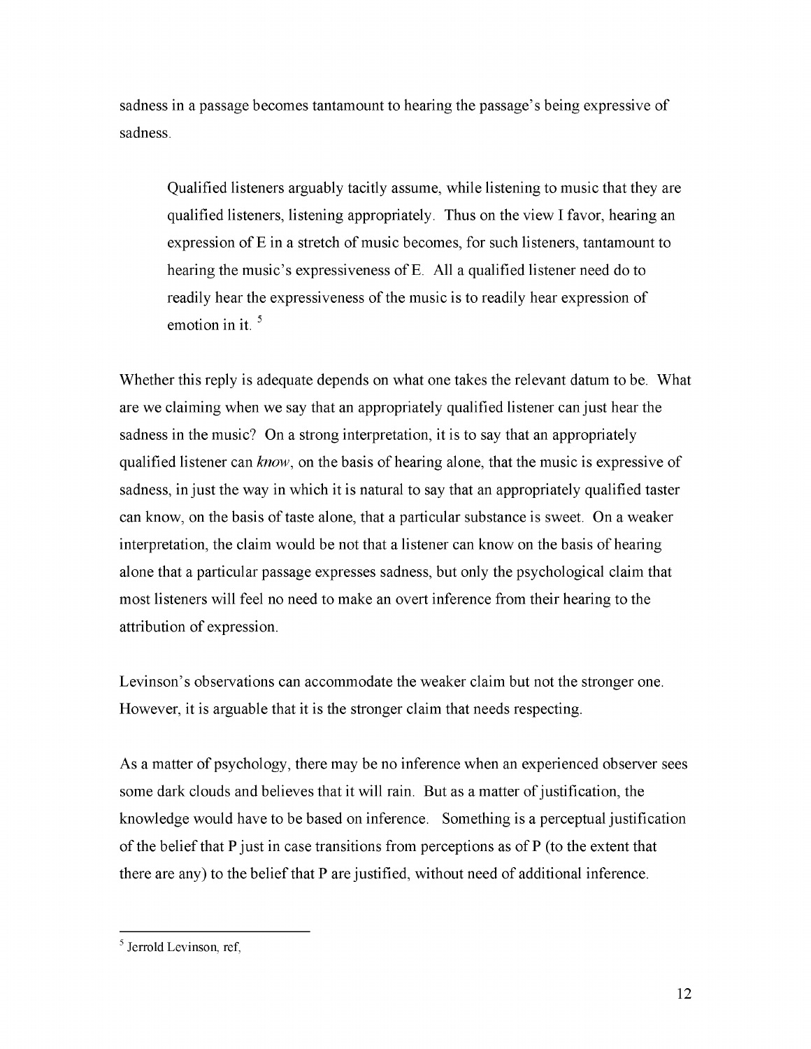sadness in a passage becomes tantamount to hearing the passage's being expressive of sadness.

> Qualified listeners arguably tacitly assume, while listening to music that they are qualified listeners, listening appropriately. Thus on the view I favor, hearing an expression of E in a stretch of music becomes, for such listeners, tantamount to hearing the music's expressiveness of E. All a qualified listener need do to readily hear the expressiveness of the music is to readily hear expression of emotion in it. [5]

Whether this reply is adequate depends on what one takes the relevant datum to be. What are we claiming when we say that an appropriately qualified listener can just hear the sadness in the music? On a strong interpretation, it is to say that an appropriately qualified listener can *know*, on the basis of hearing alone, that the music is expressive of sadness, in just the way in which it is natural to say that an appropriately qualified taster can know, on the basis of taste alone, that a particular substance is sweet. On a weaker interpretation, the claim would be not that a listener can know on the basis of hearing alone that a particular passage expresses sadness, but only the psychological claim that most listeners will feel no need to make an overt inference from their hearing to the attribution of expression.

Levinson's observations can accommodate the weaker claim but not the stronger one. However, it is arguable that it is the stronger claim that needs respecting.

As a matter of psychology, there may be no inference when an experienced observer sees some dark clouds and believes that it will rain. But as a matter of justification, the knowledge would have to be based on inference. Something is a perceptual justification of the belief that P just in case transitions from perceptions as of P (to the extent that there are any) to the belief that P are justified, without need of additional inference.

---

[5] Jerrold Levinson, ref,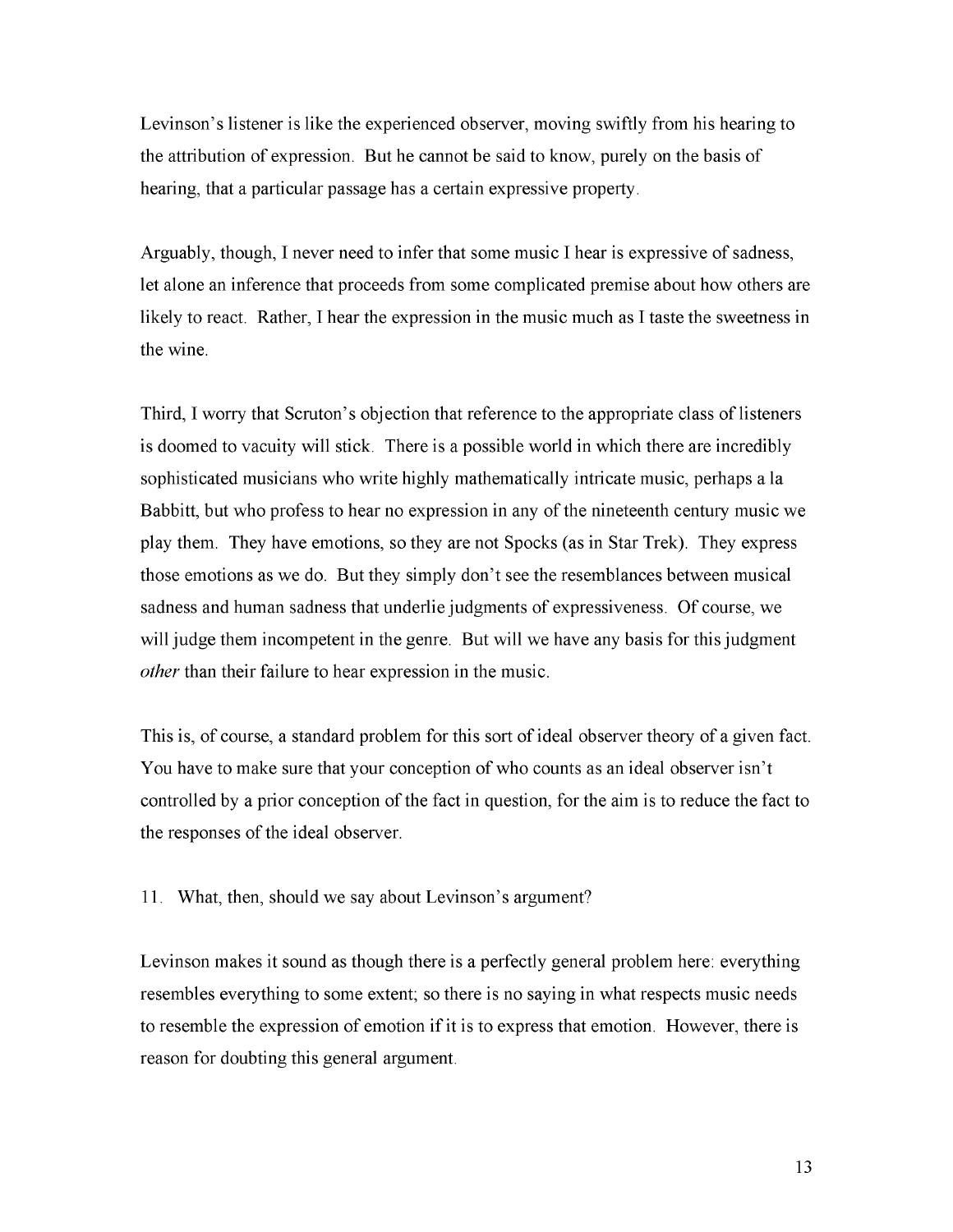Levinson's listener is like the experienced observer, moving swiftly from his hearing to the attribution of expression. But he cannot be said to know, purely on the basis of hearing, that a particular passage has a certain expressive property.

Arguably, though, I never need to infer that some music I hear is expressive of sadness, let alone an inference that proceeds from some complicated premise about how others are likely to react. Rather, I hear the expression in the music much as I taste the sweetness in the wine.

Third, I worry that Scruton's objection that reference to the appropriate class of listeners is doomed to vacuity will stick. There is a possible world in which there are incredibly sophisticated musicians who write highly mathematically intricate music, perhaps a la Babbitt, but who profess to hear no expression in any of the nineteenth century music we play them. They have emotions, so they are not Spocks (as in Star Trek). They express those emotions as we do. But they simply don't see the resemblances between musical sadness and human sadness that underlie judgments of expressiveness. Of course, we will judge them incompetent in the genre. But will we have any basis for this judgment *other* than their failure to hear expression in the music.

This is, of course, a standard problem for this sort of ideal observer theory of a given fact. You have to make sure that your conception of who counts as an ideal observer isn't controlled by a prior conception of the fact in question, for the aim is to reduce the fact to the responses of the ideal observer.

11. What, then, should we say about Levinson's argument?

Levinson makes it sound as though there is a perfectly general problem here: everything resembles everything to some extent; so there is no saying in what respects music needs to resemble the expression of emotion if it is to express that emotion. However, there is reason for doubting this general argument.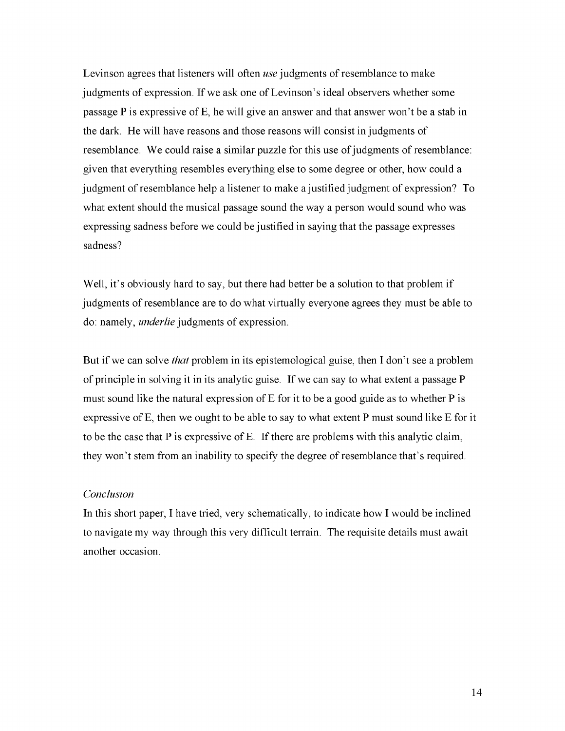Levinson agrees that listeners will often *use* judgments of resemblance to make judgments of expression. If we ask one of Levinson's ideal observers whether some passage P is expressive of E, he will give an answer and that answer won't be a stab in the dark. He will have reasons and those reasons will consist in judgments of resemblance. We could raise a similar puzzle for this use of judgments of resemblance: given that everything resembles everything else to some degree or other, how could a judgment of resemblance help a listener to make a justified judgment of expression? To what extent should the musical passage sound the way a person would sound who was expressing sadness before we could be justified in saying that the passage expresses sadness?

Well, it's obviously hard to say, but there had better be a solution to that problem if judgments of resemblance are to do what virtually everyone agrees they must be able to do: namely, *underlie* judgments of expression.

But if we can solve *that* problem in its epistemological guise, then I don't see a problem of principle in solving it in its analytic guise. If we can say to what extent a passage P must sound like the natural expression of E for it to be a good guide as to whether P is expressive of E, then we ought to be able to say to what extent P must sound like E for it to be the case that P is expressive of E. If there are problems with this analytic claim, they won't stem from an inability to specify the degree of resemblance that's required.

*Conclusion*

In this short paper, I have tried, very schematically, to indicate how I would be inclined to navigate my way through this very difficult terrain. The requisite details must await another occasion.